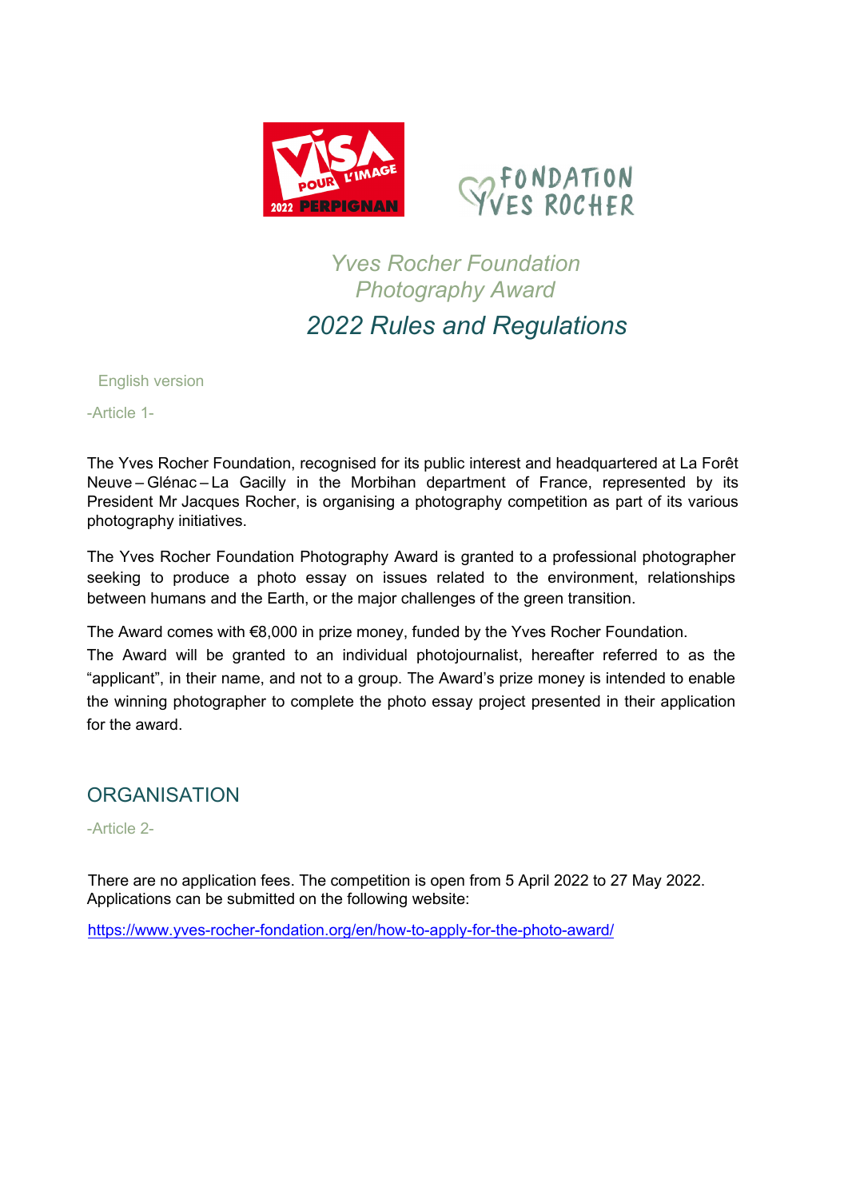# Yves Rocher Foundation Photography Award

## 2022 Rules and Regulations

English version

-Article 1-

The Yves Rocher Foundation, recognised for its public interest and headquartered at La Forêt Neuve – Glénac – La Gacilly in the Morbihan department of France, represented by its President Mr Jacques Rocher, is organising a photography competition as part of its various photography initiatives.

The Yves Rocher Foundation Photography Award is granted to a professional photographer seeking to produce a photo essay on issues related to the environment, relationships between humans and the Earth, or the major challenges of the green transition.

The Award comes with €8,000 in prize money, funded by the Yves Rocher Foundation.
The Award will be granted to an individual photojournalist, hereafter referred to as the "applicant", in their name, and not to a group. The Award's prize money is intended to enable the winning photographer to complete the photo essay project presented in their application for the award.

## ORGANISATION

-Article 2-

There are no application fees. The competition is open from 5 April 2022 to 27 May 2022. Applications can be submitted on the following website:

https://www.yves-rocher-fondation.org/en/how-to-apply-for-the-photo-award/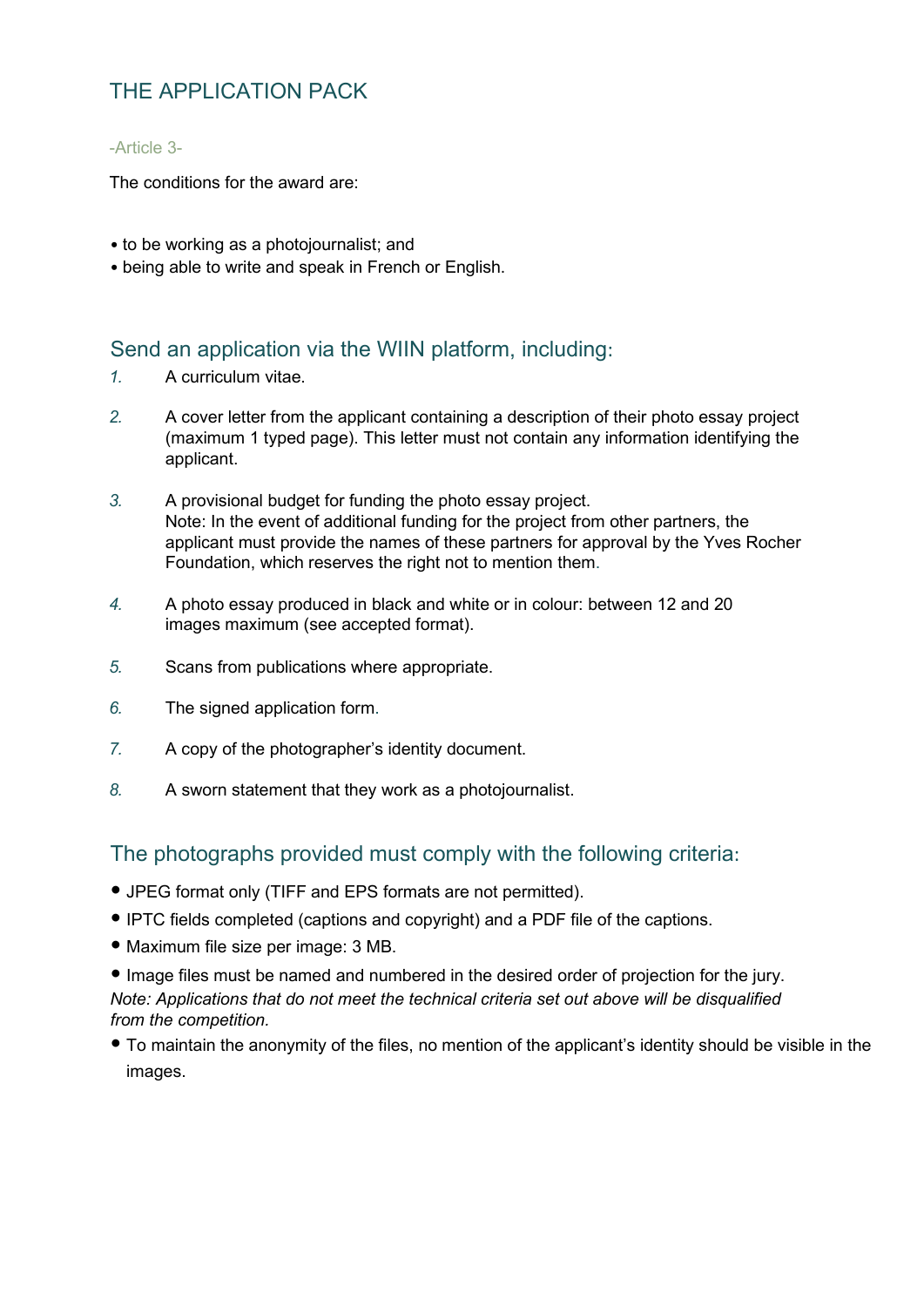## THE APPLICATION PACK

-Article 3-

The conditions for the award are:

- to be working as a photojournalist; and
- being able to write and speak in French or English.

### Send an application via the WIIN platform, including:

1. A curriculum vitae.

2. A cover letter from the applicant containing a description of their photo essay project (maximum 1 typed page). This letter must not contain any information identifying the applicant.

3. A provisional budget for funding the photo essay project.
   Note: In the event of additional funding for the project from other partners, the applicant must provide the names of these partners for approval by the Yves Rocher Foundation, which reserves the right not to mention them.

4. A photo essay produced in black and white or in colour: between 12 and 20 images maximum (see accepted format).

5. Scans from publications where appropriate.

6. The signed application form.

7. A copy of the photographer's identity document.

8. A sworn statement that they work as a photojournalist.

### The photographs provided must comply with the following criteria:

- JPEG format only (TIFF and EPS formats are not permitted).
- IPTC fields completed (captions and copyright) and a PDF file of the captions.
- Maximum file size per image: 3 MB.
- Image files must be named and numbered in the desired order of projection for the jury.

*Note: Applications that do not meet the technical criteria set out above will be disqualified from the competition.*

- To maintain the anonymity of the files, no mention of the applicant's identity should be visible in the images.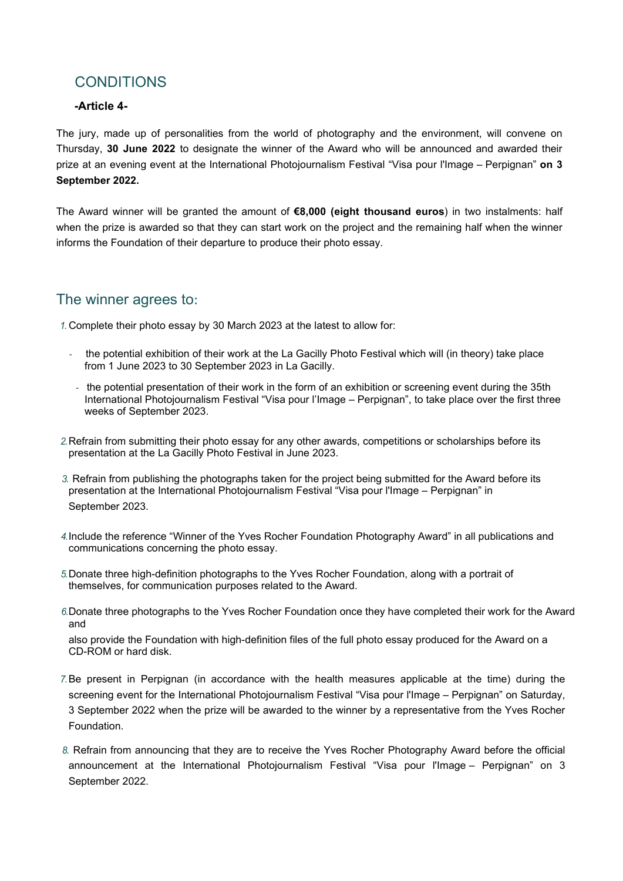## CONDITIONS

**-Article 4-**

The jury, made up of personalities from the world of photography and the environment, will convene on Thursday, **30 June 2022** to designate the winner of the Award who will be announced and awarded their prize at an evening event at the International Photojournalism Festival "Visa pour l'Image – Perpignan" **on 3 September 2022.**

The Award winner will be granted the amount of **€8,000 (eight thousand euros**) in two instalments: half when the prize is awarded so that they can start work on the project and the remaining half when the winner informs the Foundation of their departure to produce their photo essay.

## The winner agrees to:

1. Complete their photo essay by 30 March 2023 at the latest to allow for:
   - the potential exhibition of their work at the La Gacilly Photo Festival which will (in theory) take place from 1 June 2023 to 30 September 2023 in La Gacilly.
   - the potential presentation of their work in the form of an exhibition or screening event during the 35th International Photojournalism Festival "Visa pour l'Image – Perpignan", to take place over the first three weeks of September 2023.
2. Refrain from submitting their photo essay for any other awards, competitions or scholarships before its presentation at the La Gacilly Photo Festival in June 2023.
3. Refrain from publishing the photographs taken for the project being submitted for the Award before its presentation at the International Photojournalism Festival "Visa pour l'Image – Perpignan" in September 2023.
4. Include the reference "Winner of the Yves Rocher Foundation Photography Award" in all publications and communications concerning the photo essay.
5. Donate three high-definition photographs to the Yves Rocher Foundation, along with a portrait of themselves, for communication purposes related to the Award.
6. Donate three photographs to the Yves Rocher Foundation once they have completed their work for the Award and

   also provide the Foundation with high-definition files of the full photo essay produced for the Award on a CD-ROM or hard disk.
7. Be present in Perpignan (in accordance with the health measures applicable at the time) during the screening event for the International Photojournalism Festival "Visa pour l'Image – Perpignan" on Saturday, 3 September 2022 when the prize will be awarded to the winner by a representative from the Yves Rocher Foundation.
8. Refrain from announcing that they are to receive the Yves Rocher Photography Award before the official announcement at the International Photojournalism Festival "Visa pour l'Image – Perpignan" on 3 September 2022.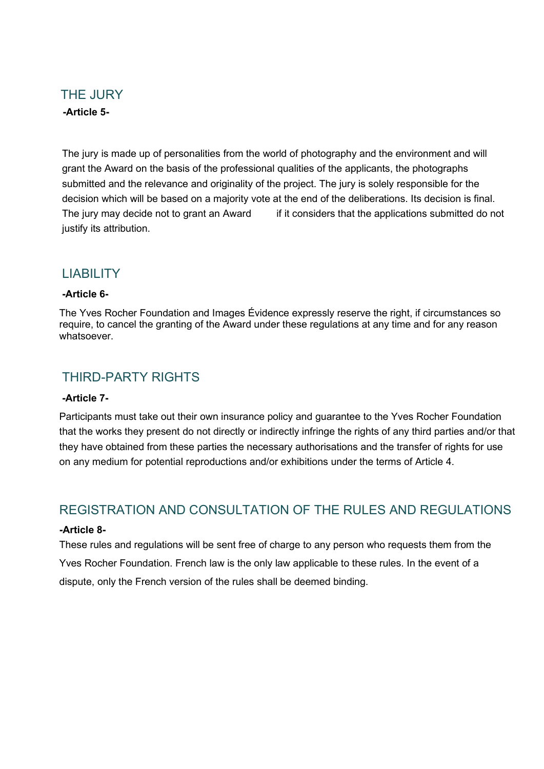## THE JURY

**-Article 5-**

The jury is made up of personalities from the world of photography and the environment and will grant the Award on the basis of the professional qualities of the applicants, the photographs submitted and the relevance and originality of the project. The jury is solely responsible for the decision which will be based on a majority vote at the end of the deliberations. Its decision is final. The jury may decide not to grant an Award if it considers that the applications submitted do not justify its attribution.

## LIABILITY

**-Article 6-**

The Yves Rocher Foundation and Images Évidence expressly reserve the right, if circumstances so require, to cancel the granting of the Award under these regulations at any time and for any reason whatsoever.

## THIRD-PARTY RIGHTS

**-Article 7-**

Participants must take out their own insurance policy and guarantee to the Yves Rocher Foundation that the works they present do not directly or indirectly infringe the rights of any third parties and/or that they have obtained from these parties the necessary authorisations and the transfer of rights for use on any medium for potential reproductions and/or exhibitions under the terms of Article 4.

## REGISTRATION AND CONSULTATION OF THE RULES AND REGULATIONS

**-Article 8-**

These rules and regulations will be sent free of charge to any person who requests them from the Yves Rocher Foundation. French law is the only law applicable to these rules. In the event of a dispute, only the French version of the rules shall be deemed binding.